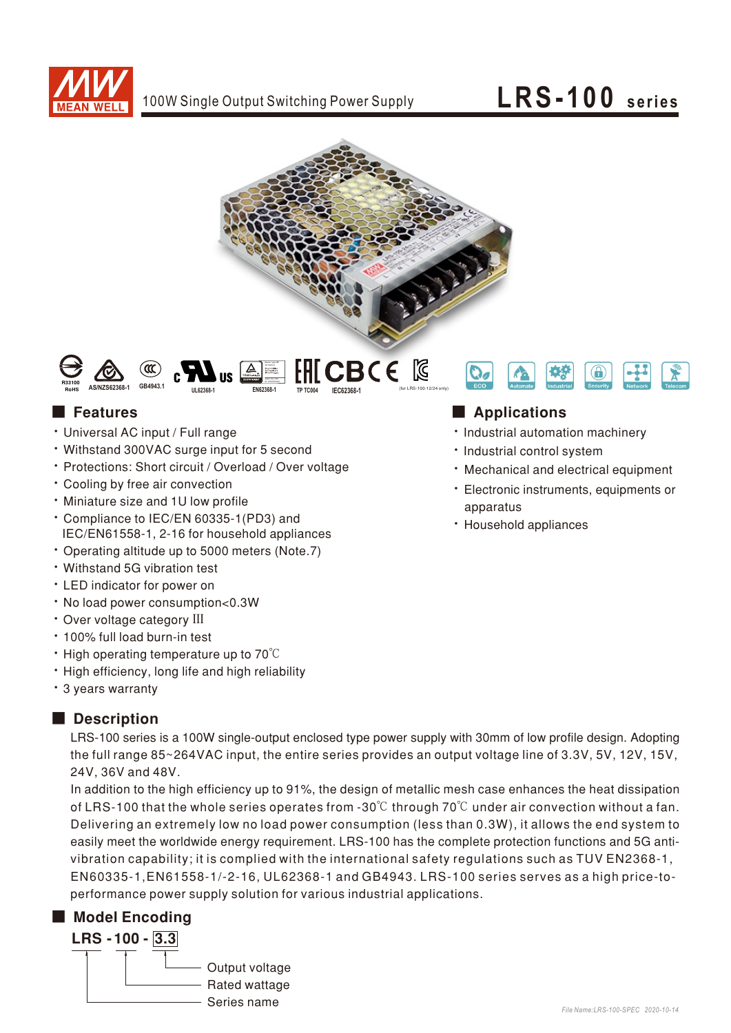# 100W Single Output Switching Power Supply

# LRS-100 series

R33100 RoHS AS/NZS62368-1 GB4943.1 UL62368-1 EN62368-1 TP TC004 IEC62368-1 (for LRS-100-12/24 only)

ECO Automate Industrial Security Network Telecom

## Features

- Universal AC input / Full range
- Withstand 300VAC surge input for 5 second
- Protections: Short circuit / Overload / Over voltage
- Cooling by free air convection
- Miniature size and 1U low profile
- Compliance to IEC/EN 60335-1(PD3) and IEC/EN61558-1, 2-16 for household appliances
- Operating altitude up to 5000 meters (Note.7)
- Withstand 5G vibration test
- LED indicator for power on
- No load power consumption<0.3W
- Over voltage category III
- 100% full load burn-in test
- High operating temperature up to 70℃
- High efficiency, long life and high reliability
- 3 years warranty

## Applications

- Industrial automation machinery
- Industrial control system
- Mechanical and electrical equipment
- Electronic instruments, equipments or apparatus
- Household appliances

## Description

LRS-100 series is a 100W single-output enclosed type power supply with 30mm of low profile design. Adopting the full range 85~264VAC input, the entire series provides an output voltage line of 3.3V, 5V, 12V, 15V, 24V, 36V and 48V.

In addition to the high efficiency up to 91%, the design of metallic mesh case enhances the heat dissipation of LRS-100 that the whole series operates from -30℃ through 70℃ under air convection without a fan. Delivering an extremely low no load power consumption (less than 0.3W), it allows the end system to easily meet the worldwide energy requirement. LRS-100 has the complete protection functions and 5G anti-vibration capability; it is complied with the international safety regulations such as TUV EN2368-1, EN60335-1,EN61558-1/-2-16, UL62368-1 and GB4943. LRS-100 series serves as a high price-to-performance power supply solution for various industrial applications.

## Model Encoding

**LRS - 100 - 3.3**

- 3.3: Output voltage
- 100: Rated wattage
- LRS: Series name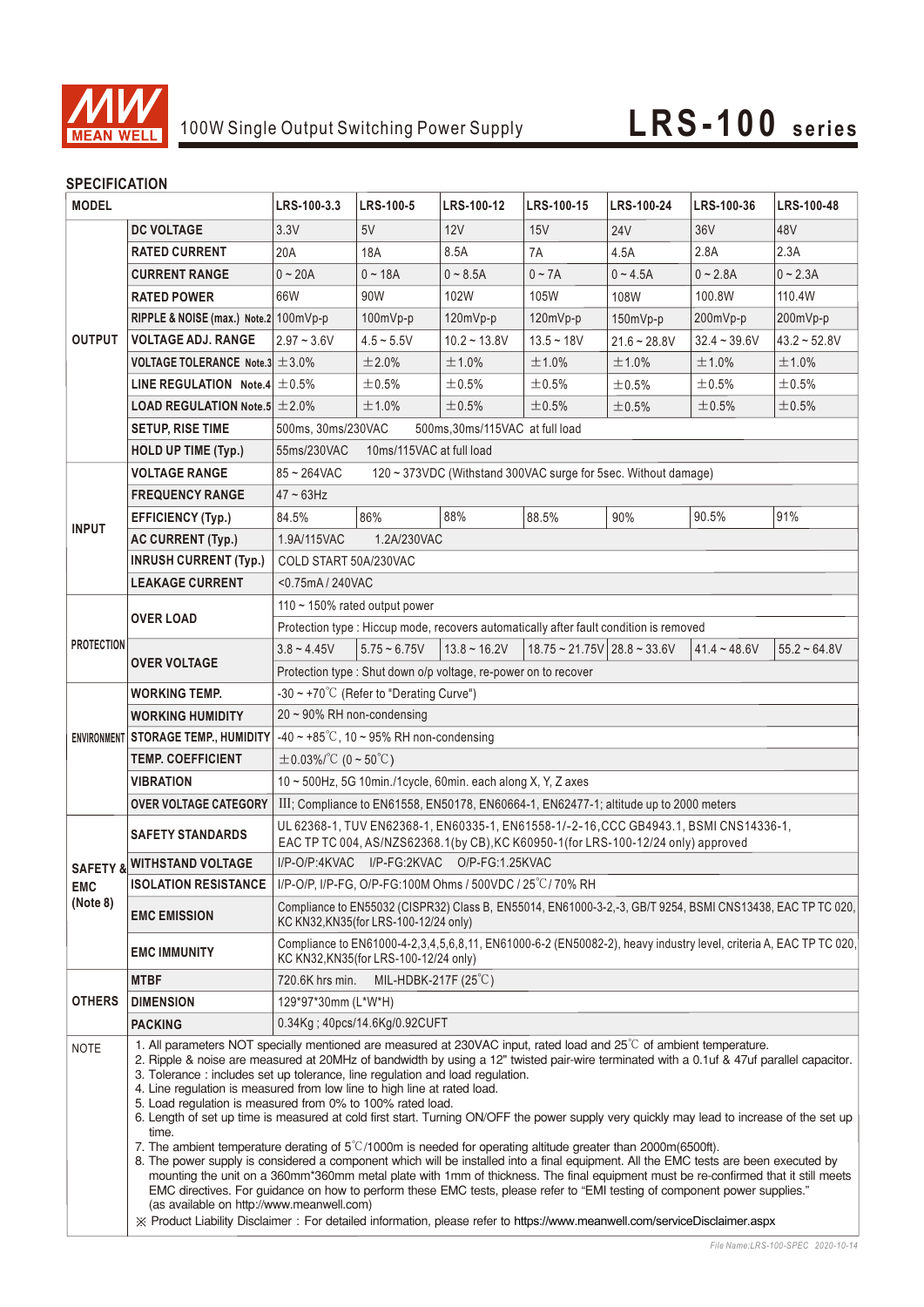# 100W Single Output Switching Power Supply — LRS-100 series

## SPECIFICATION

| MODEL | | LRS-100-3.3 | LRS-100-5 | LRS-100-12 | LRS-100-15 | LRS-100-24 | LRS-100-36 | LRS-100-48 |
|---|---|---|---|---|---|---|---|---|
| OUTPUT | DC VOLTAGE | 3.3V | 5V | 12V | 15V | 24V | 36V | 48V |
| | RATED CURRENT | 20A | 18A | 8.5A | 7A | 4.5A | 2.8A | 2.3A |
| | CURRENT RANGE | 0 ~ 20A | 0 ~ 18A | 0 ~ 8.5A | 0 ~ 7A | 0 ~ 4.5A | 0 ~ 2.8A | 0 ~ 2.3A |
| | RATED POWER | 66W | 90W | 102W | 105W | 108W | 100.8W | 110.4W |
| | RIPPLE & NOISE (max.) Note.2 | 100mVp-p | 100mVp-p | 120mVp-p | 120mVp-p | 150mVp-p | 200mVp-p | 200mVp-p |
| | VOLTAGE ADJ. RANGE | 2.97 ~ 3.6V | 4.5 ~ 5.5V | 10.2 ~ 13.8V | 13.5 ~ 18V | 21.6 ~ 28.8V | 32.4 ~ 39.6V | 43.2 ~ 52.8V |
| | VOLTAGE TOLERANCE Note.3 | ±3.0% | ±2.0% | ±1.0% | ±1.0% | ±1.0% | ±1.0% | ±1.0% |
| | LINE REGULATION Note.4 | ±0.5% | ±0.5% | ±0.5% | ±0.5% | ±0.5% | ±0.5% | ±0.5% |
| | LOAD REGULATION Note.5 | ±2.0% | ±1.0% | ±0.5% | ±0.5% | ±0.5% | ±0.5% | ±0.5% |
| | SETUP, RISE TIME | 500ms, 30ms/230VAC 500ms,30ms/115VAC at full load | | | | | | |
| | HOLD UP TIME (Typ.) | 55ms/230VAC 10ms/115VAC at full load | | | | | | |
| INPUT | VOLTAGE RANGE | 85 ~ 264VAC 120 ~ 373VDC (Withstand 300VAC surge for 5sec. Without damage) | | | | | | |
| | FREQUENCY RANGE | 47 ~ 63Hz | | | | | | |
| | EFFICIENCY (Typ.) | 84.5% | 86% | 88% | 88.5% | 90% | 90.5% | 91% |
| | AC CURRENT (Typ.) | 1.9A/115VAC 1.2A/230VAC | | | | | | |
| | INRUSH CURRENT (Typ.) | COLD START 50A/230VAC | | | | | | |
| | LEAKAGE CURRENT | <0.75mA / 240VAC | | | | | | |
| PROTECTION | OVER LOAD | 110 ~ 150% rated output power | | | | | | |
| | | Protection type : Hiccup mode, recovers automatically after fault condition is removed | | | | | | |
| | OVER VOLTAGE | 3.8 ~ 4.45V | 5.75 ~ 6.75V | 13.8 ~ 16.2V | 18.75 ~ 21.75V | 28.8 ~ 33.6V | 41.4 ~ 48.6V | 55.2 ~ 64.8V |
| | | Protection type : Shut down o/p voltage, re-power on to recover | | | | | | |
| ENVIRONMENT | WORKING TEMP. | -30 ~ +70℃ (Refer to "Derating Curve") | | | | | | |
| | WORKING HUMIDITY | 20 ~ 90% RH non-condensing | | | | | | |
| | STORAGE TEMP., HUMIDITY | -40 ~ +85℃, 10 ~ 95% RH non-condensing | | | | | | |
| | TEMP. COEFFICIENT | ±0.03%/℃ (0 ~ 50℃) | | | | | | |
| | VIBRATION | 10 ~ 500Hz, 5G 10min./1cycle, 60min. each along X, Y, Z axes | | | | | | |
| | OVER VOLTAGE CATEGORY | III; Compliance to EN61558, EN50178, EN60664-1, EN62477-1; altitude up to 2000 meters | | | | | | |
| SAFETY & EMC (Note 8) | SAFETY STANDARDS | UL62368-1, TUV EN62368-1, EN60335-1, EN61558-1/-2-16,CCC GB4943.1, BSMI CNS14336-1, EAC TP TC 004, AS/NZS62368.1(by CB),KC K60950-1(for LRS-100-12/24 only) approved | | | | | | |
| | WITHSTAND VOLTAGE | I/P-O/P:4KVAC I/P-FG:2KVAC O/P-FG:1.25KVAC | | | | | | |
| | ISOLATION RESISTANCE | I/P-O/P, I/P-FG, O/P-FG:100M Ohms / 500VDC / 25℃/ 70% RH | | | | | | |
| | EMC EMISSION | Compliance to EN55032 (CISPR32) Class B, EN55014, EN61000-3-2,-3, GB/T 9254, BSMI CNS13438, EAC TP TC 020, KC KN32,KN35(for LRS-100-12/24 only) | | | | | | |
| | EMC IMMUNITY | Compliance to EN61000-4-2,3,4,5,6,8,11, EN61000-6-2 (EN50082-2), heavy industry level, criteria A, EAC TP TC 020, KC KN32,KN35(for LRS-100-12/24 only) | | | | | | |
| OTHERS | MTBF | 720.6K hrs min. MIL-HDBK-217F (25℃) | | | | | | |
| | DIMENSION | 129*97*30mm (L*W*H) | | | | | | |
| | PACKING | 0.34Kg ; 40pcs/14.6Kg/0.92CUFT | | | | | | |

**NOTE**

1. All parameters NOT specially mentioned are measured at 230VAC input, rated load and 25℃ of ambient temperature.
2. Ripple & noise are measured at 20MHz of bandwidth by using a 12" twisted pair-wire terminated with a 0.1uf & 47uf parallel capacitor.
3. Tolerance : includes set up tolerance, line regulation and load regulation.
4. Line regulation is measured from low line to high line at rated load.
5. Load regulation is measured from 0% to 100% rated load.
6. Length of set up time is measured at cold first start. Turning ON/OFF the power supply very quickly may lead to increase of the set up time.
7. The ambient temperature derating of 5℃/1000m is needed for operating altitude greater than 2000m(6500ft).
8. The power supply is considered a component which will be installed into a final equipment. All the EMC tests are been executed by mounting the unit on a 360mm*360mm metal plate with 1mm of thickness. The final equipment must be re-confirmed that it still meets EMC directives. For guidance on how to perform these EMC tests, please refer to "EMI testing of component power supplies." (as available on http://www.meanwell.com)

※ Product Liability Disclaimer : For detailed information, please refer to https://www.meanwell.com/serviceDisclaimer.aspx

File Name:LRS-100-SPEC 2020-10-14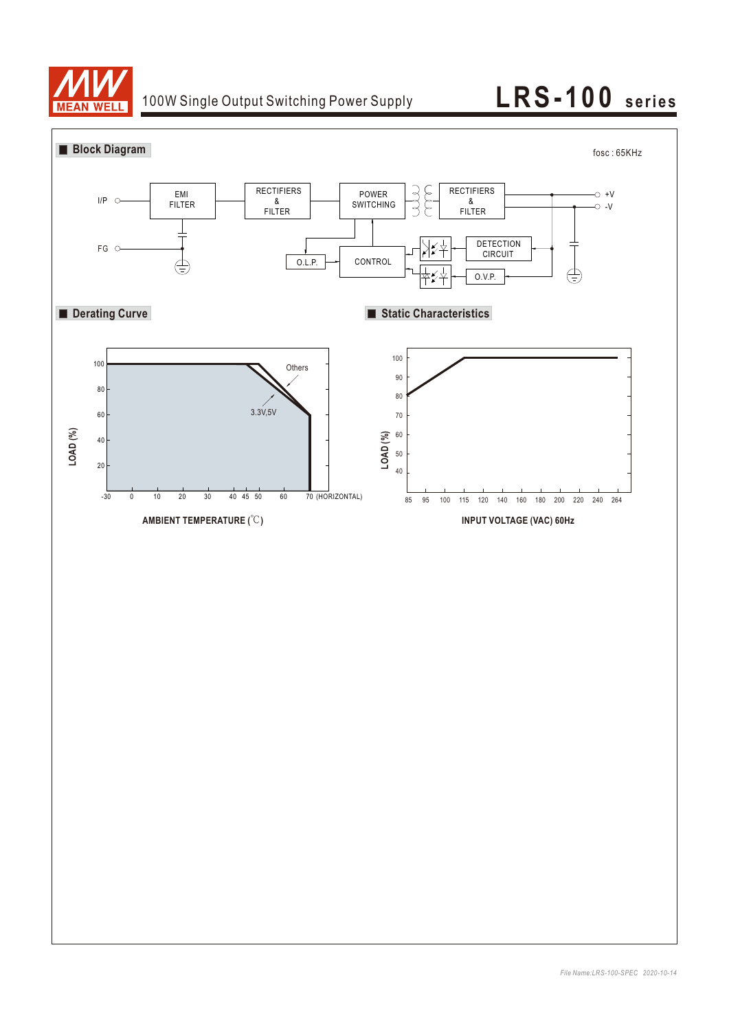## Block Diagram

fosc : 65KHz

I/P — EMI FILTER — RECTIFIERS & FILTER — POWER SWITCHING — RECTIFIERS & FILTER — +V / -V

FG

O.L.P. — CONTROL — DETECTION CIRCUIT — O.V.P.

## Derating Curve

LOAD (%): 100, 80, 60, 40, 20

AMBIENT TEMPERATURE (℃): -30, 0, 10, 20, 30, 40, 45, 50, 60, 70 (HORIZONTAL)

Others

3.3V,5V

## Static Characteristics

LOAD (%): 100, 90, 80, 70, 60, 50, 40

INPUT VOLTAGE (VAC) 60Hz: 85, 95, 100, 115, 120, 140, 160, 180, 200, 220, 240, 264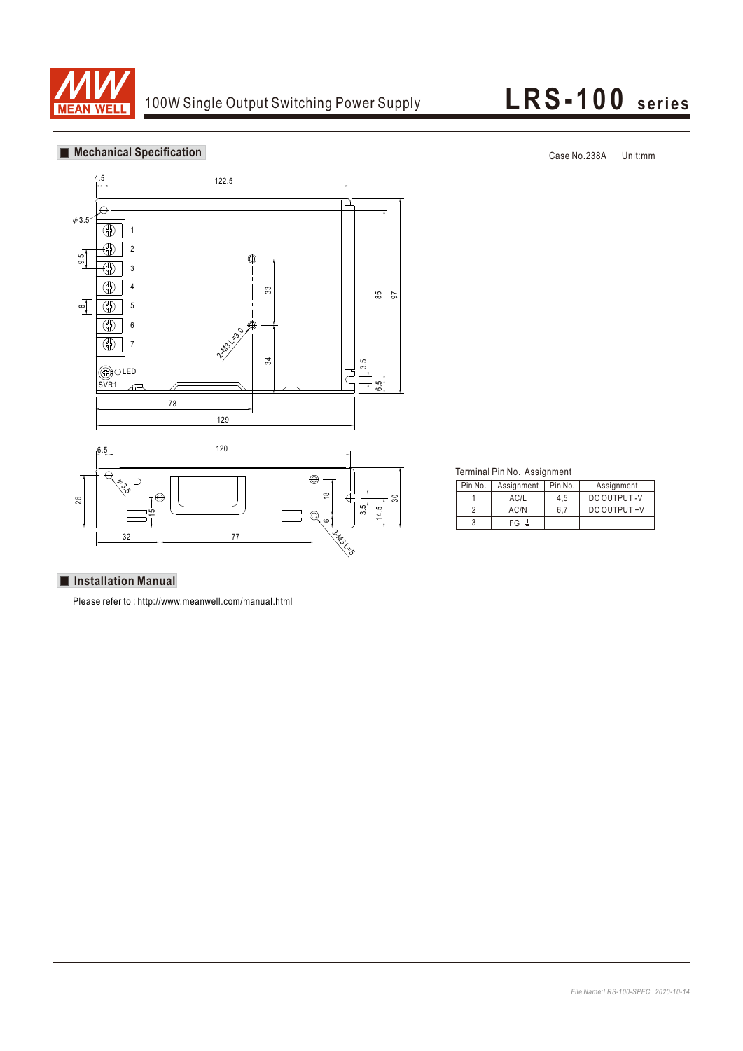## Mechanical Specification

Case No.238A    Unit:mm

4.5
122.5
φ3.5
9.5
8
1
2
3
4
5
6
7
LED
SVR1
33
34
2-M3 L=3.0
85
97
3.5
6.5
78
129

6.5
120
φ3.5
26
15
18
6
3.5
14.5
30
32
77
3-M3 L=5

Terminal Pin No. Assignment

| Pin No. | Assignment | Pin No. | Assignment |
|---|---|---|---|
| 1 | AC/L | 4,5 | DC OUTPUT -V |
| 2 | AC/N | 6,7 | DC OUTPUT +V |
| 3 | FG ⏚ | | |

## Installation Manual

Please refer to : http://www.meanwell.com/manual.html